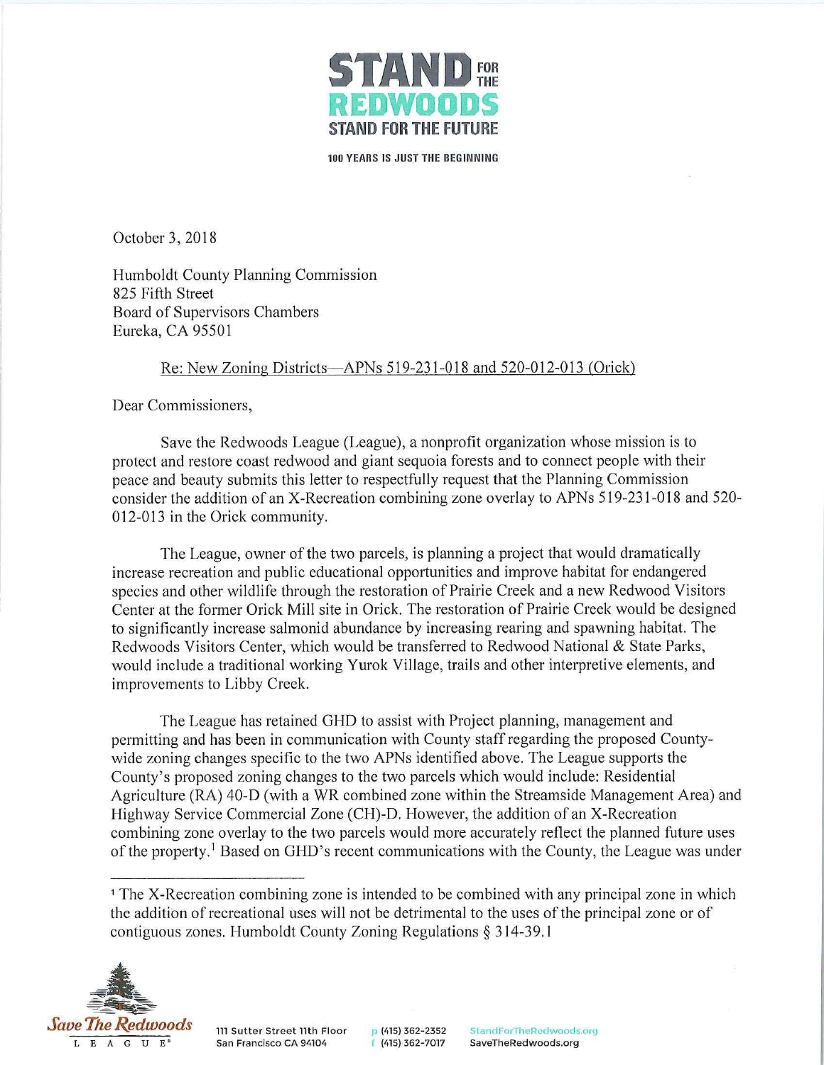**STAND FOR THE REDWOODS**
**STAND FOR THE FUTURE**

**100 YEARS IS JUST THE BEGINNING**

October 3, 2018

Humboldt County Planning Commission
825 Fifth Street
Board of Supervisors Chambers
Eureka, CA 95501

Re: New Zoning Districts—APNs 519-231-018 and 520-012-013 (Orick)

Dear Commissioners,

Save the Redwoods League (League), a nonprofit organization whose mission is to protect and restore coast redwood and giant sequoia forests and to connect people with their peace and beauty submits this letter to respectfully request that the Planning Commission consider the addition of an X-Recreation combining zone overlay to APNs 519-231-018 and 520-012-013 in the Orick community.

The League, owner of the two parcels, is planning a project that would dramatically increase recreation and public educational opportunities and improve habitat for endangered species and other wildlife through the restoration of Prairie Creek and a new Redwood Visitors Center at the former Orick Mill site in Orick. The restoration of Prairie Creek would be designed to significantly increase salmonid abundance by increasing rearing and spawning habitat. The Redwoods Visitors Center, which would be transferred to Redwood National & State Parks, would include a traditional working Yurok Village, trails and other interpretive elements, and improvements to Libby Creek.

The League has retained GHD to assist with Project planning, management and permitting and has been in communication with County staff regarding the proposed County-wide zoning changes specific to the two APNs identified above. The League supports the County's proposed zoning changes to the two parcels which would include: Residential Agriculture (RA) 40-D (with a WR combined zone within the Streamside Management Area) and Highway Service Commercial Zone (CH)-D. However, the addition of an X-Recreation combining zone overlay to the two parcels would more accurately reflect the planned future uses of the property.[1] Based on GHD's recent communications with the County, the League was under

[1] The X-Recreation combining zone is intended to be combined with any principal zone in which the addition of recreational uses will not be detrimental to the uses of the principal zone or of contiguous zones. Humboldt County Zoning Regulations § 314-39.1

*Save The Redwoods* LEAGUE®

111 Sutter Street 11th Floor
San Francisco CA 94104

p (415) 362-2352
f (415) 362-7017

StandForTheRedwoods.org
SaveTheRedwoods.org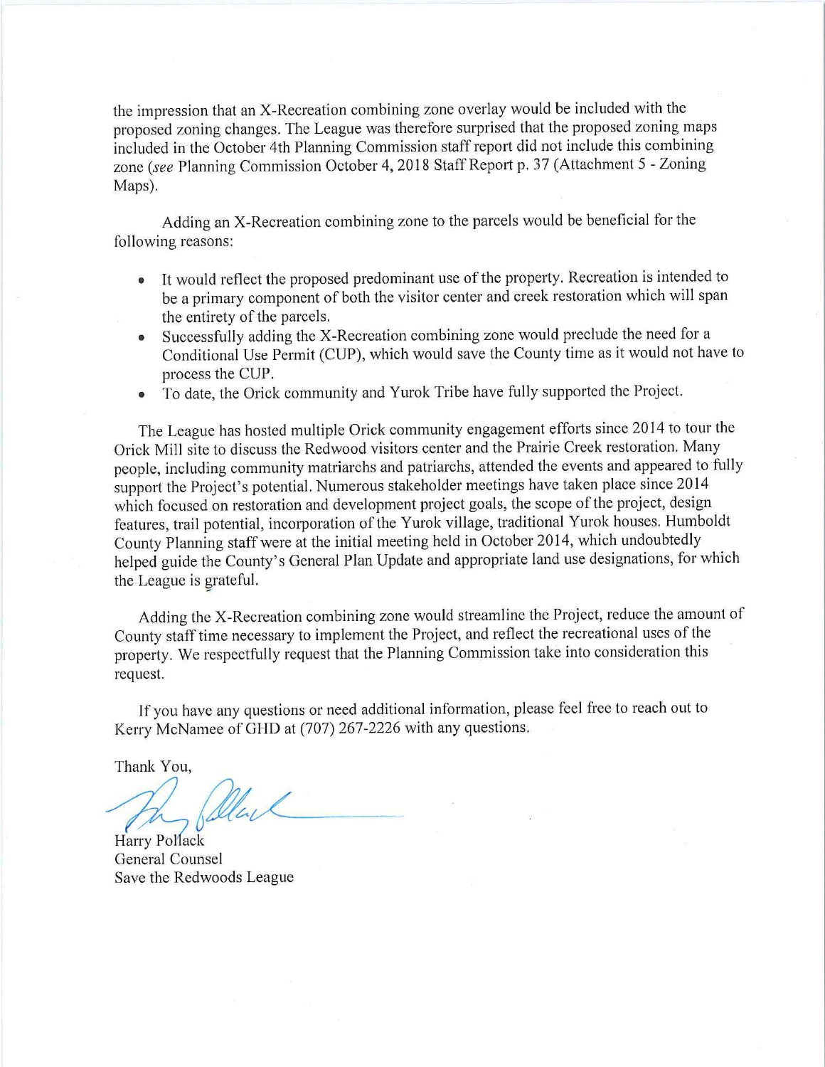the impression that an X-Recreation combining zone overlay would be included with the proposed zoning changes. The League was therefore surprised that the proposed zoning maps included in the October 4th Planning Commission staff report did not include this combining zone (*see* Planning Commission October 4, 2018 Staff Report p. 37 (Attachment 5 - Zoning Maps).

Adding an X-Recreation combining zone to the parcels would be beneficial for the following reasons:

- It would reflect the proposed predominant use of the property. Recreation is intended to be a primary component of both the visitor center and creek restoration which will span the entirety of the parcels.
- Successfully adding the X-Recreation combining zone would preclude the need for a Conditional Use Permit (CUP), which would save the County time as it would not have to process the CUP.
- To date, the Orick community and Yurok Tribe have fully supported the Project.

The League has hosted multiple Orick community engagement efforts since 2014 to tour the Orick Mill site to discuss the Redwood visitors center and the Prairie Creek restoration. Many people, including community matriarchs and patriarchs, attended the events and appeared to fully support the Project's potential. Numerous stakeholder meetings have taken place since 2014 which focused on restoration and development project goals, the scope of the project, design features, trail potential, incorporation of the Yurok village, traditional Yurok houses. Humboldt County Planning staff were at the initial meeting held in October 2014, which undoubtedly helped guide the County's General Plan Update and appropriate land use designations, for which the League is grateful.

Adding the X-Recreation combining zone would streamline the Project, reduce the amount of County staff time necessary to implement the Project, and reflect the recreational uses of the property. We respectfully request that the Planning Commission take into consideration this request.

If you have any questions or need additional information, please feel free to reach out to Kerry McNamee of GHD at (707) 267-2226 with any questions.

Thank You,

Harry Pollack
General Counsel
Save the Redwoods League